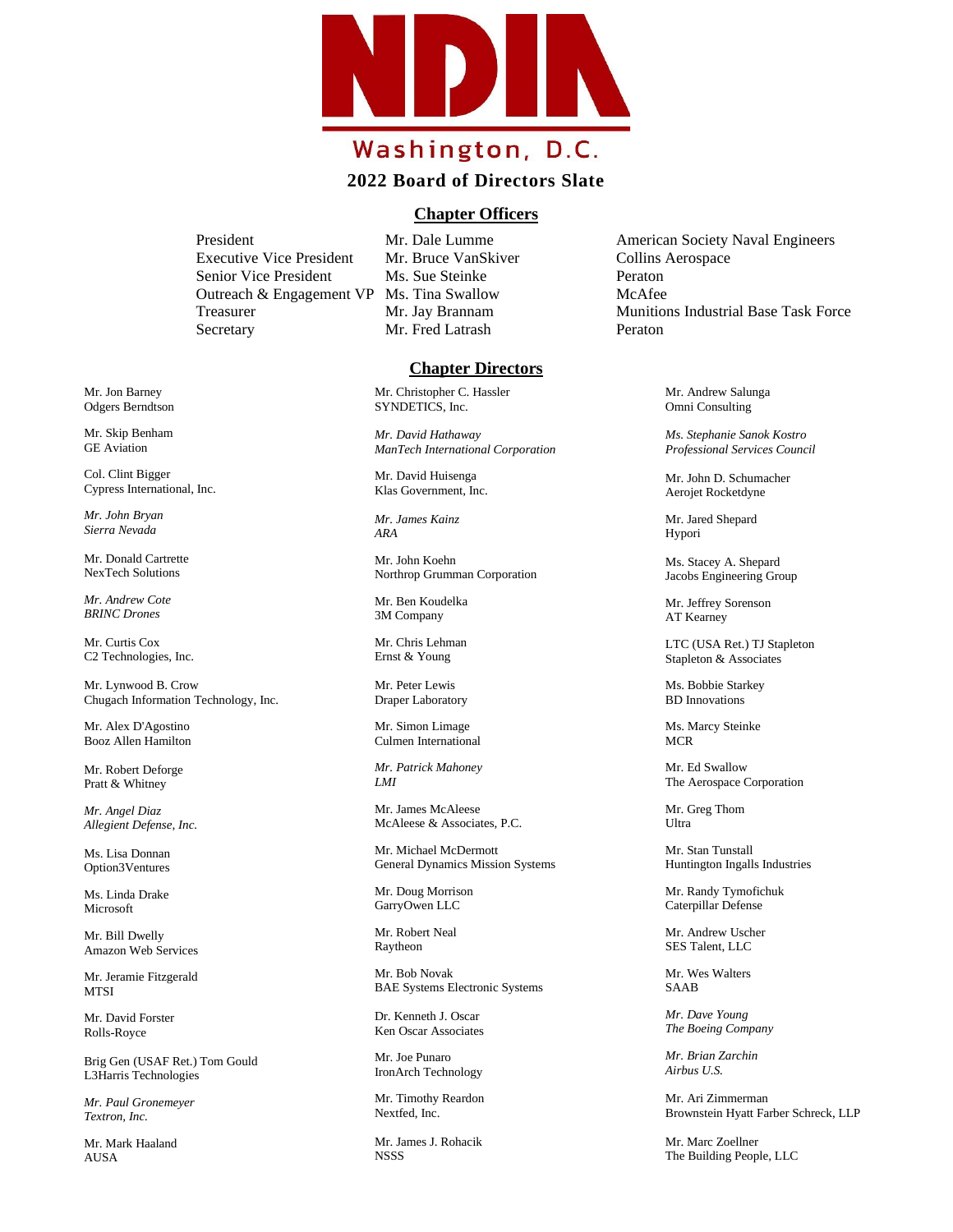# NDIA

Washington, D.C.

## 2022 Board of Directors Slate

### Chapter Officers

| | | |
|---|---|---|
| President | Mr. Dale Lumme | American Society Naval Engineers |
| Executive Vice President | Mr. Bruce VanSkiver | Collins Aerospace |
| Senior Vice President | Ms. Sue Steinke | Peraton |
| Outreach & Engagement VP | Ms. Tina Swallow | McAfee |
| Treasurer | Mr. Jay Brannam | Munitions Industrial Base Task Force |
| Secretary | Mr. Fred Latrash | Peraton |

### Chapter Directors

Mr. Jon Barney
Odgers Berndtson

Mr. Skip Benham
GE Aviation

Col. Clint Bigger
Cypress International, Inc.

*Mr. John Bryan*
*Sierra Nevada*

Mr. Donald Cartrette
NexTech Solutions

*Mr. Andrew Cote*
*BRINC Drones*

Mr. Curtis Cox
C2 Technologies, Inc.

Mr. Lynwood B. Crow
Chugach Information Technology, Inc.

Mr. Alex D'Agostino
Booz Allen Hamilton

Mr. Robert Deforge
Pratt & Whitney

*Mr. Angel Diaz*
*Allegient Defense, Inc.*

Ms. Lisa Donnan
Option3Ventures

Ms. Linda Drake
Microsoft

Mr. Bill Dwelly
Amazon Web Services

Mr. Jeramie Fitzgerald
MTSI

Mr. David Forster
Rolls-Royce

Brig Gen (USAF Ret.) Tom Gould
L3Harris Technologies

*Mr. Paul Gronemeyer*
*Textron, Inc.*

Mr. Mark Haaland
AUSA

Mr. Christopher C. Hassler
SYNDETICS, Inc.

*Mr. David Hathaway*
*ManTech International Corporation*

Mr. David Huisenga
Klas Government, Inc.

*Mr. James Kainz*
*ARA*

Mr. John Koehn
Northrop Grumman Corporation

Mr. Ben Koudelka
3M Company

Mr. Chris Lehman
Ernst & Young

Mr. Peter Lewis
Draper Laboratory

Mr. Simon Limage
Culmen International

*Mr. Patrick Mahoney*
*LMI*

Mr. James McAleese
McAleese & Associates, P.C.

Mr. Michael McDermott
General Dynamics Mission Systems

Mr. Doug Morrison
GarryOwen LLC

Mr. Robert Neal
Raytheon

Mr. Bob Novak
BAE Systems Electronic Systems

Dr. Kenneth J. Oscar
Ken Oscar Associates

Mr. Joe Punaro
IronArch Technology

Mr. Timothy Reardon
Nextfed, Inc.

Mr. James J. Rohacik
NSSS

Mr. Andrew Salunga
Omni Consulting

*Ms. Stephanie Sanok Kostro*
*Professional Services Council*

Mr. John D. Schumacher
Aerojet Rocketdyne

Mr. Jared Shepard
Hypori

Ms. Stacey A. Shepard
Jacobs Engineering Group

Mr. Jeffrey Sorenson
AT Kearney

LTC (USA Ret.) TJ Stapleton
Stapleton & Associates

Ms. Bobbie Starkey
BD Innovations

Ms. Marcy Steinke
MCR

Mr. Ed Swallow
The Aerospace Corporation

Mr. Greg Thom
Ultra

Mr. Stan Tunstall
Huntington Ingalls Industries

Mr. Randy Tymofichuk
Caterpillar Defense

Mr. Andrew Uscher
SES Talent, LLC

Mr. Wes Walters
SAAB

*Mr. Dave Young*
*The Boeing Company*

*Mr. Brian Zarchin*
*Airbus U.S.*

Mr. Ari Zimmerman
Brownstein Hyatt Farber Schreck, LLP

Mr. Marc Zoellner
The Building People, LLC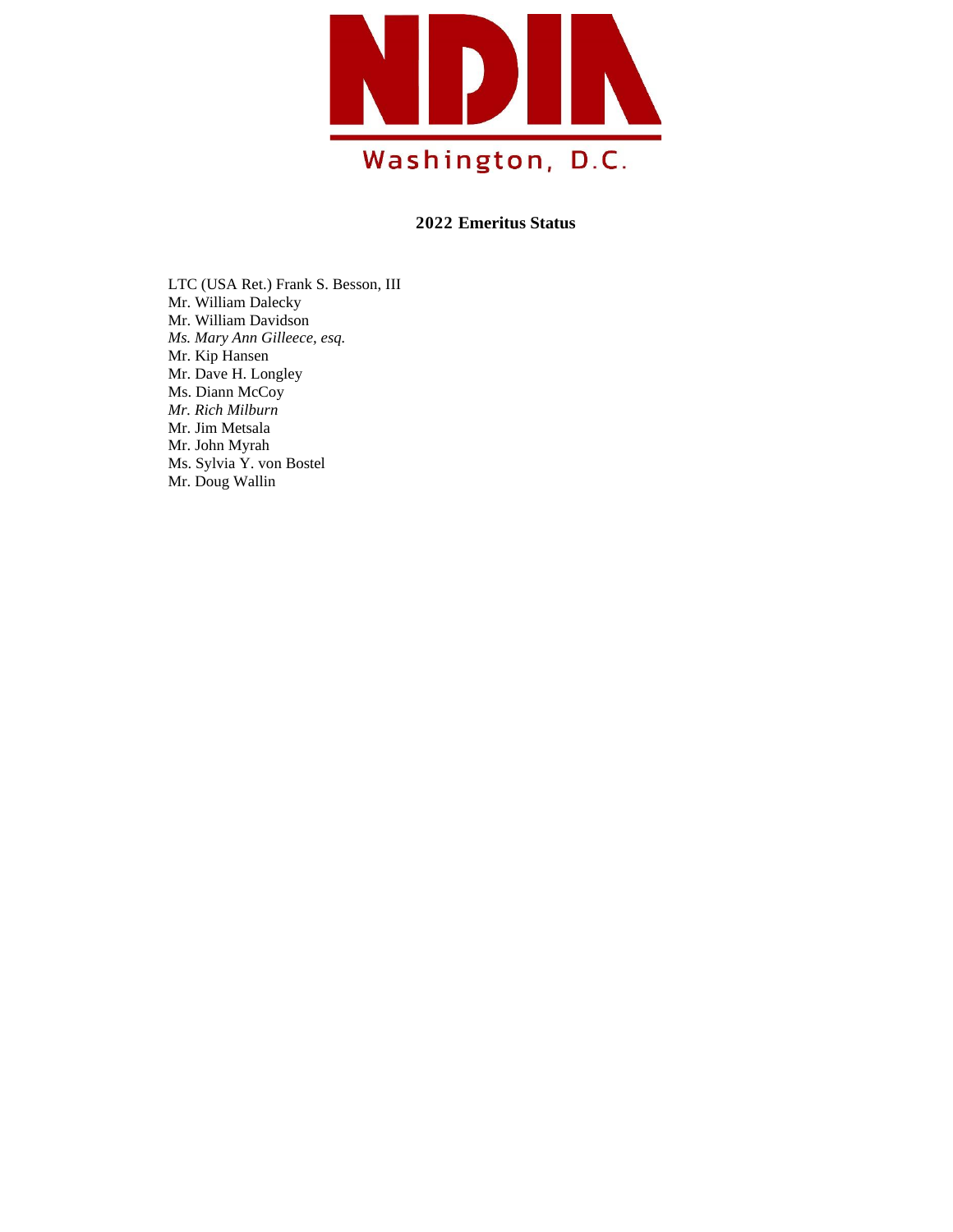NDIA

Washington, D.C.

## 2022 Emeritus Status

LTC (USA Ret.) Frank S. Besson, III
Mr. William Dalecky
Mr. William Davidson
*Ms. Mary Ann Gilleece, esq.*
Mr. Kip Hansen
Mr. Dave H. Longley
Ms. Diann McCoy
*Mr. Rich Milburn*
Mr. Jim Metsala
Mr. John Myrah
Ms. Sylvia Y. von Bostel
Mr. Doug Wallin